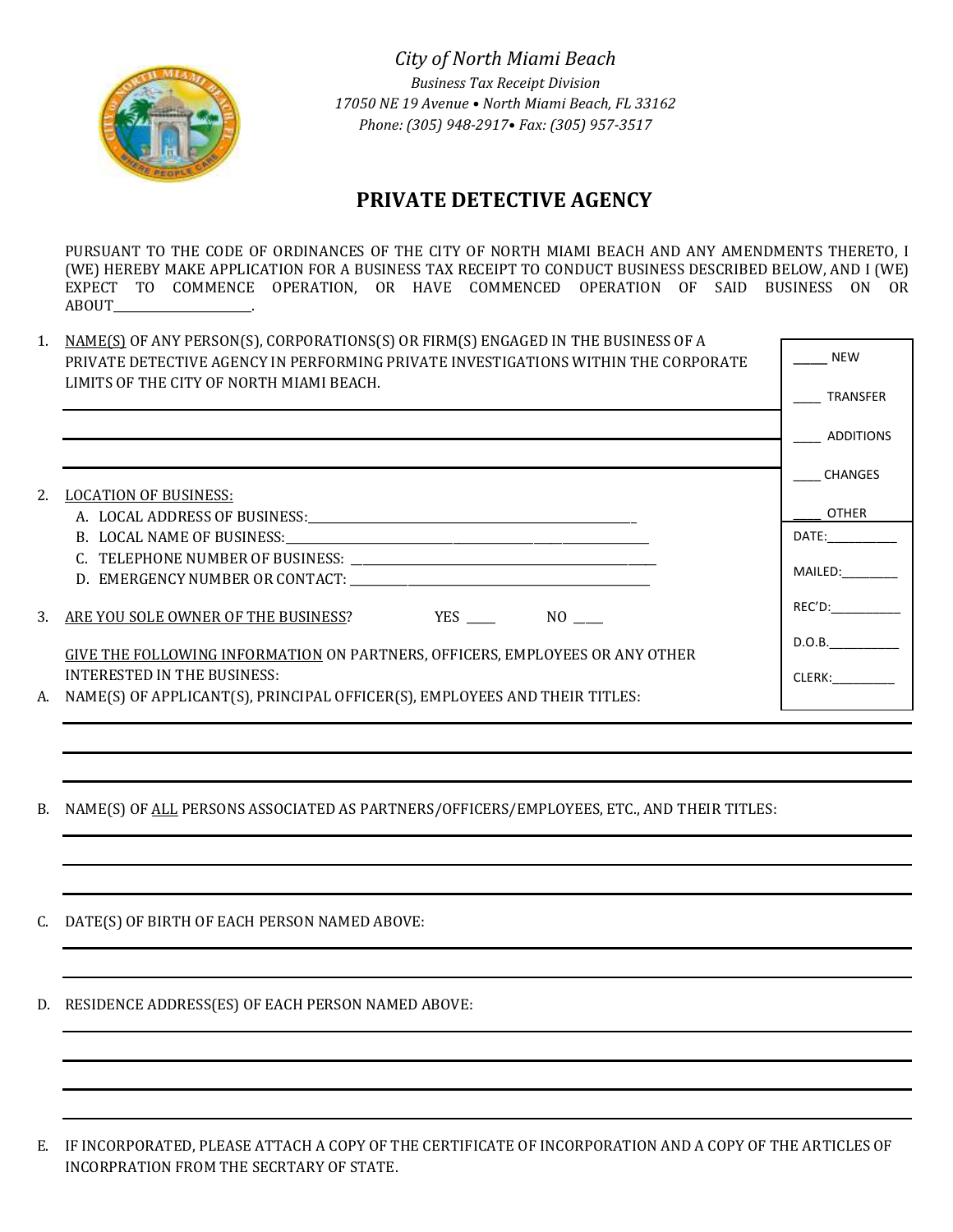*City of North Miami Beach*

*Business Tax Receipt Division*

*17050 NE 19 Avenue • North Miami Beach, FL 33162*

*Phone: (305) 948-2917• Fax: (305) 957-3517*

# PRIVATE DETECTIVE AGENCY

PURSUANT TO THE CODE OF ORDINANCES OF THE CITY OF NORTH MIAMI BEACH AND ANY AMENDMENTS THERETO, I (WE) HEREBY MAKE APPLICATION FOR A BUSINESS TAX RECEIPT TO CONDUCT BUSINESS DESCRIBED BELOW, AND I (WE) EXPECT TO COMMENCE OPERATION, OR HAVE COMMENCED OPERATION OF SAID BUSINESS ON OR ABOUT______________________.

_____ NEW

____ TRANSFER

____ ADDITIONS

____ CHANGES

____ OTHER

DATE:___________

MAILED:_________

REC'D:___________

D.O.B.___________

CLERK:__________

1. NAME(S) OF ANY PERSON(S), CORPORATIONS(S) OR FIRM(S) ENGAGED IN THE BUSINESS OF A PRIVATE DETECTIVE AGENCY IN PERFORMING PRIVATE INVESTIGATIONS WITHIN THE CORPORATE LIMITS OF THE CITY OF NORTH MIAMI BEACH.

___________________________________________

___________________________________________

___________________________________________

2. LOCATION OF BUSINESS:
   A. LOCAL ADDRESS OF BUSINESS:_______________________________________________
   B. LOCAL NAME OF BUSINESS:__________________________________________________
   C. TELEPHONE NUMBER OF BUSINESS: ___________________________________________
   D. EMERGENCY NUMBER OR CONTACT: ___________________________________________

3. ARE YOU SOLE OWNER OF THE BUSINESS? YES ____ NO ____

GIVE THE FOLLOWING INFORMATION ON PARTNERS, OFFICERS, EMPLOYEES OR ANY OTHER INTERESTED IN THE BUSINESS:

A. NAME(S) OF APPLICANT(S), PRINCIPAL OFFICER(S), EMPLOYEES AND THEIR TITLES:

___________________________________________

___________________________________________

___________________________________________

B. NAME(S) OF ALL PERSONS ASSOCIATED AS PARTNERS/OFFICERS/EMPLOYEES, ETC., AND THEIR TITLES:

___________________________________________

___________________________________________

___________________________________________

C. DATE(S) OF BIRTH OF EACH PERSON NAMED ABOVE:

___________________________________________

___________________________________________

D. RESIDENCE ADDRESS(ES) OF EACH PERSON NAMED ABOVE:

___________________________________________

___________________________________________

___________________________________________

___________________________________________

E. IF INCORPORATED, PLEASE ATTACH A COPY OF THE CERTIFICATE OF INCORPORATION AND A COPY OF THE ARTICLES OF INCORPRATION FROM THE SECRTARY OF STATE.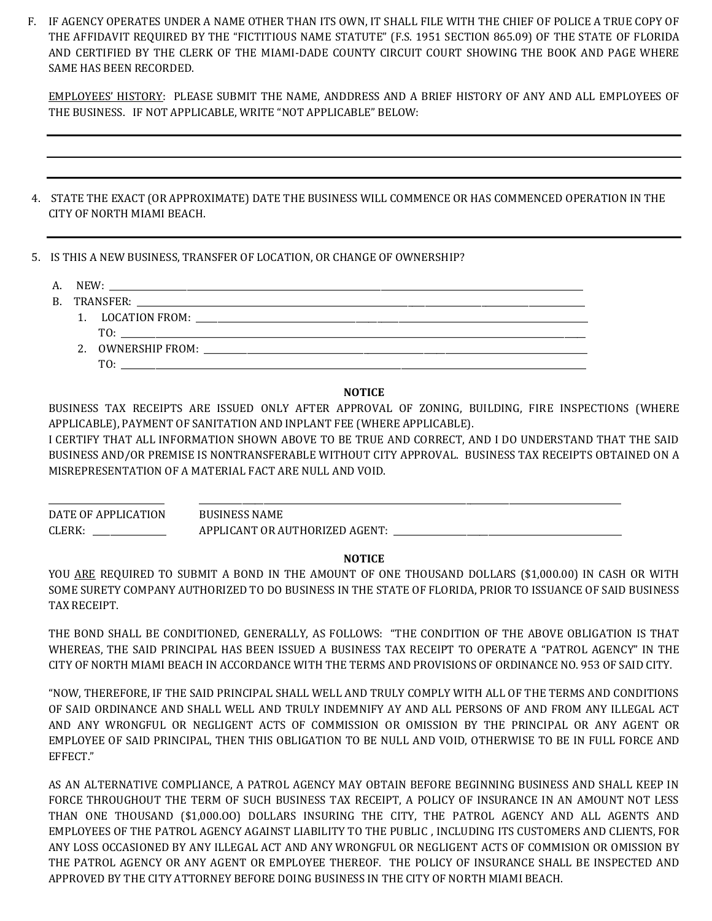F. IF AGENCY OPERATES UNDER A NAME OTHER THAN ITS OWN, IT SHALL FILE WITH THE CHIEF OF POLICE A TRUE COPY OF THE AFFIDAVIT REQUIRED BY THE "FICTITIOUS NAME STATUTE" (F.S. 1951 SECTION 865.09) OF THE STATE OF FLORIDA AND CERTIFIED BY THE CLERK OF THE MIAMI-DADE COUNTY CIRCUIT COURT SHOWING THE BOOK AND PAGE WHERE SAME HAS BEEN RECORDED.

EMPLOYEES' HISTORY: PLEASE SUBMIT THE NAME, ANDDRESS AND A BRIEF HISTORY OF ANY AND ALL EMPLOYEES OF THE BUSINESS. IF NOT APPLICABLE, WRITE "NOT APPLICABLE" BELOW:

\_\_\_\_\_\_\_\_\_\_\_\_\_\_\_\_\_\_\_\_\_\_\_\_\_\_\_\_\_\_\_\_\_\_\_\_\_\_\_\_\_\_\_\_\_\_\_\_\_\_\_\_\_\_\_\_

\_\_\_\_\_\_\_\_\_\_\_\_\_\_\_\_\_\_\_\_\_\_\_\_\_\_\_\_\_\_\_\_\_\_\_\_\_\_\_\_\_\_\_\_\_\_\_\_\_\_\_\_\_\_\_\_

\_\_\_\_\_\_\_\_\_\_\_\_\_\_\_\_\_\_\_\_\_\_\_\_\_\_\_\_\_\_\_\_\_\_\_\_\_\_\_\_\_\_\_\_\_\_\_\_\_\_\_\_\_\_\_\_

4. STATE THE EXACT (OR APPROXIMATE) DATE THE BUSINESS WILL COMMENCE OR HAS COMMENCED OPERATION IN THE CITY OF NORTH MIAMI BEACH.

\_\_\_\_\_\_\_\_\_\_\_\_\_\_\_\_\_\_\_\_\_\_\_\_\_\_\_\_\_\_\_\_\_\_\_\_\_\_\_\_\_\_\_\_\_\_\_\_\_\_\_\_\_\_\_\_

5. IS THIS A NEW BUSINESS, TRANSFER OF LOCATION, OR CHANGE OF OWNERSHIP?

   A. NEW: \_\_\_\_\_\_\_\_\_\_\_\_\_\_\_\_\_\_\_\_\_\_\_\_\_\_\_\_\_\_\_\_\_\_\_\_\_\_\_\_
   
   B. TRANSFER: \_\_\_\_\_\_\_\_\_\_\_\_\_\_\_\_\_\_\_\_\_\_\_\_\_\_\_\_\_\_\_\_\_\_\_\_\_\_\_\_
      1. LOCATION FROM: \_\_\_\_\_\_\_\_\_\_\_\_\_\_\_\_\_\_\_\_\_\_\_\_\_\_\_\_\_\_\_\_\_\_
         TO: \_\_\_\_\_\_\_\_\_\_\_\_\_\_\_\_\_\_\_\_\_\_\_\_\_\_\_\_\_\_\_\_\_\_\_\_\_\_\_\_
      2. OWNERSHIP FROM: \_\_\_\_\_\_\_\_\_\_\_\_\_\_\_\_\_\_\_\_\_\_\_\_\_\_\_\_\_\_\_\_\_\_
         TO: \_\_\_\_\_\_\_\_\_\_\_\_\_\_\_\_\_\_\_\_\_\_\_\_\_\_\_\_\_\_\_\_\_\_\_\_\_\_\_\_

**NOTICE**

BUSINESS TAX RECEIPTS ARE ISSUED ONLY AFTER APPROVAL OF ZONING, BUILDING, FIRE INSPECTIONS (WHERE APPLICABLE), PAYMENT OF SANITATION AND INPLANT FEE (WHERE APPLICABLE).

I CERTIFY THAT ALL INFORMATION SHOWN ABOVE TO BE TRUE AND CORRECT, AND I DO UNDERSTAND THAT THE SAID BUSINESS AND/OR PREMISE IS NONTRANSFERABLE WITHOUT CITY APPROVAL. BUSINESS TAX RECEIPTS OBTAINED ON A MISREPRESENTATION OF A MATERIAL FACT ARE NULL AND VOID.

\_\_\_\_\_\_\_\_\_\_\_\_\_\_\_\_ \_\_\_\_\_\_\_\_\_\_\_\_\_\_\_\_\_\_\_\_\_\_\_\_\_\_\_\_\_\_\_\_\_\_\_\_

DATE OF APPLICATION BUSINESS NAME

CLERK: \_\_\_\_\_\_\_\_\_\_ APPLICANT OR AUTHORIZED AGENT: \_\_\_\_\_\_\_\_\_\_\_\_\_\_\_\_\_\_\_\_

**NOTICE**

YOU ARE REQUIRED TO SUBMIT A BOND IN THE AMOUNT OF ONE THOUSAND DOLLARS ($1,000.00) IN CASH OR WITH SOME SURETY COMPANY AUTHORIZED TO DO BUSINESS IN THE STATE OF FLORIDA, PRIOR TO ISSUANCE OF SAID BUSINESS TAX RECEIPT.

THE BOND SHALL BE CONDITIONED, GENERALLY, AS FOLLOWS: "THE CONDITION OF THE ABOVE OBLIGATION IS THAT WHEREAS, THE SAID PRINCIPAL HAS BEEN ISSUED A BUSINESS TAX RECEIPT TO OPERATE A "PATROL AGENCY" IN THE CITY OF NORTH MIAMI BEACH IN ACCORDANCE WITH THE TERMS AND PROVISIONS OF ORDINANCE NO. 953 OF SAID CITY.

"NOW, THEREFORE, IF THE SAID PRINCIPAL SHALL WELL AND TRULY COMPLY WITH ALL OF THE TERMS AND CONDITIONS OF SAID ORDINANCE AND SHALL WELL AND TRULY INDEMNIFY AY AND ALL PERSONS OF AND FROM ANY ILLEGAL ACT AND ANY WRONGFUL OR NEGLIGENT ACTS OF COMMISSION OR OMISSION BY THE PRINCIPAL OR ANY AGENT OR EMPLOYEE OF SAID PRINCIPAL, THEN THIS OBLIGATION TO BE NULL AND VOID, OTHERWISE TO BE IN FULL FORCE AND EFFECT."

AS AN ALTERNATIVE COMPLIANCE, A PATROL AGENCY MAY OBTAIN BEFORE BEGINNING BUSINESS AND SHALL KEEP IN FORCE THROUGHOUT THE TERM OF SUCH BUSINESS TAX RECEIPT, A POLICY OF INSURANCE IN AN AMOUNT NOT LESS THAN ONE THOUSAND ($1,000.OO) DOLLARS INSURING THE CITY, THE PATROL AGENCY AND ALL AGENTS AND EMPLOYEES OF THE PATROL AGENCY AGAINST LIABILITY TO THE PUBLIC , INCLUDING ITS CUSTOMERS AND CLIENTS, FOR ANY LOSS OCCASIONED BY ANY ILLEGAL ACT AND ANY WRONGFUL OR NEGLIGENT ACTS OF COMMISION OR OMISSION BY THE PATROL AGENCY OR ANY AGENT OR EMPLOYEE THEREOF. THE POLICY OF INSURANCE SHALL BE INSPECTED AND APPROVED BY THE CITY ATTORNEY BEFORE DOING BUSINESS IN THE CITY OF NORTH MIAMI BEACH.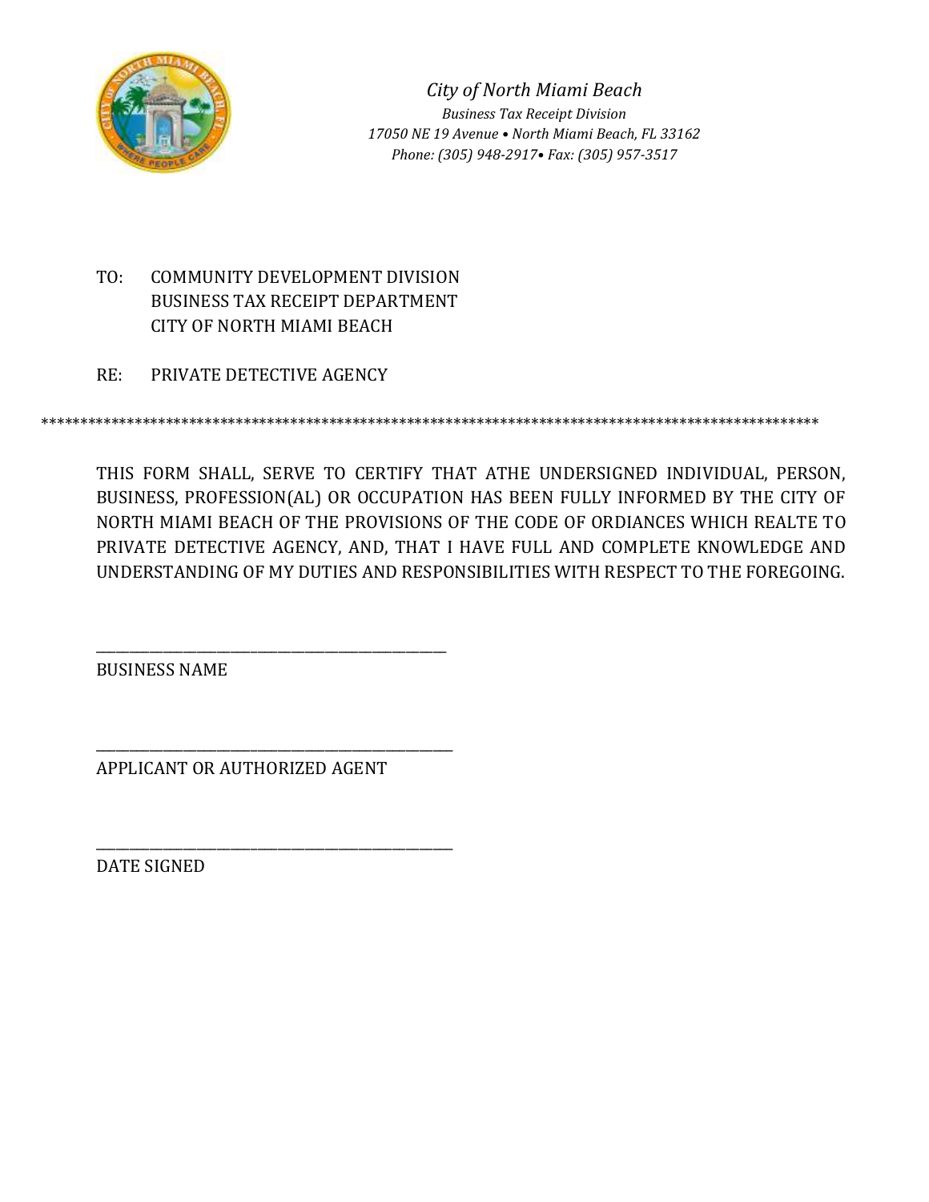*City of North Miami Beach*

*Business Tax Receipt Division*

*17050 NE 19 Avenue • North Miami Beach, FL 33162*

*Phone: (305) 948-2917• Fax: (305) 957-3517*

TO: COMMUNITY DEVELOPMENT DIVISION
BUSINESS TAX RECEIPT DEPARTMENT
CITY OF NORTH MIAMI BEACH

RE: PRIVATE DETECTIVE AGENCY

****************************************************************************************************

THIS FORM SHALL, SERVE TO CERTIFY THAT ATHE UNDERSIGNED INDIVIDUAL, PERSON, BUSINESS, PROFESSION(AL) OR OCCUPATION HAS BEEN FULLY INFORMED BY THE CITY OF NORTH MIAMI BEACH OF THE PROVISIONS OF THE CODE OF ORDIANCES WHICH REALTE TO PRIVATE DETECTIVE AGENCY, AND, THAT I HAVE FULL AND COMPLETE KNOWLEDGE AND UNDERSTANDING OF MY DUTIES AND RESPONSIBILITIES WITH RESPECT TO THE FOREGOING.

_______________________________________________
BUSINESS NAME

_______________________________________________
APPLICANT OR AUTHORIZED AGENT

_______________________________________________
DATE SIGNED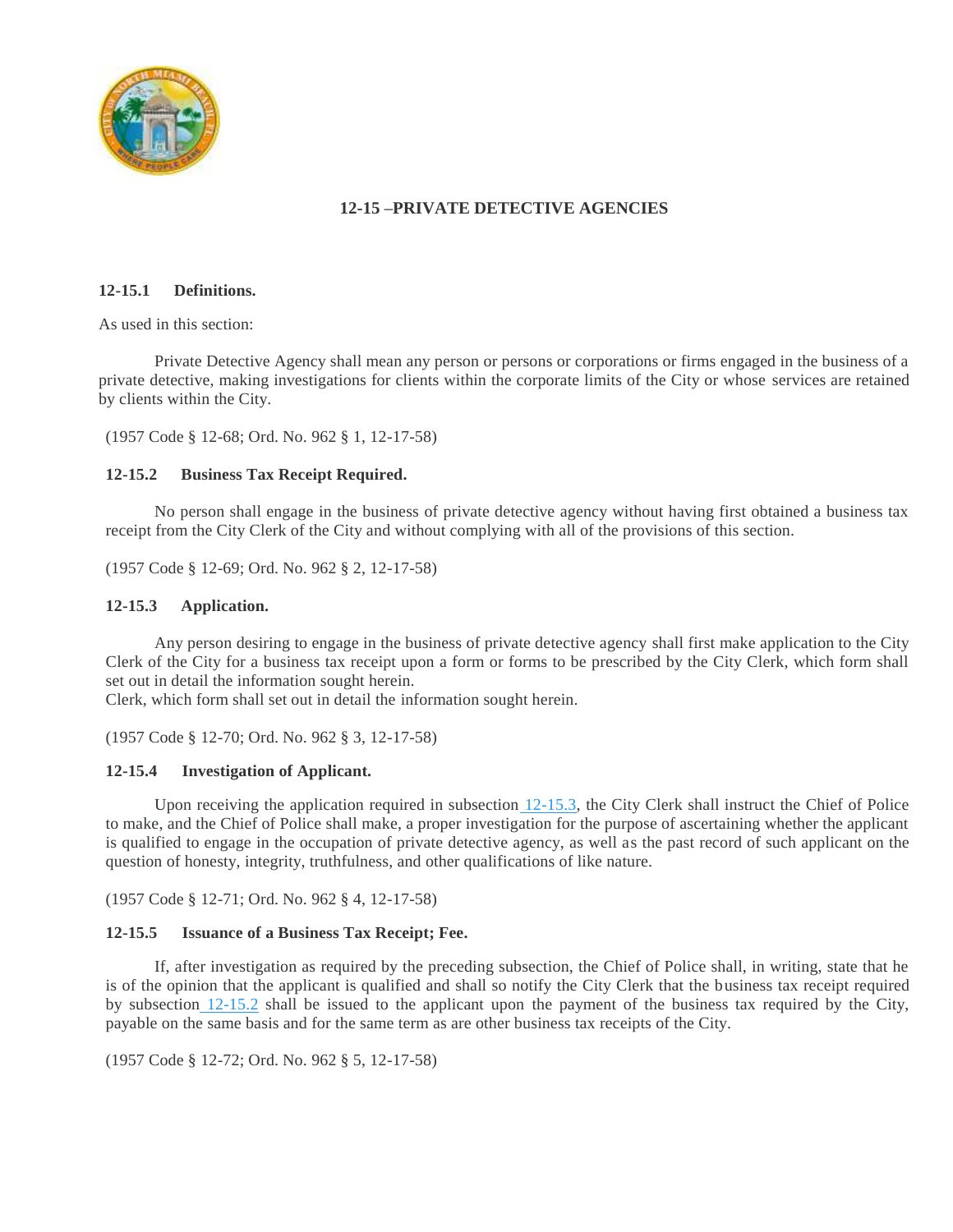## 12-15 –PRIVATE DETECTIVE AGENCIES

### 12-15.1 Definitions.

As used in this section:

Private Detective Agency shall mean any person or persons or corporations or firms engaged in the business of a private detective, making investigations for clients within the corporate limits of the City or whose services are retained by clients within the City.

(1957 Code § 12-68; Ord. No. 962 § 1, 12-17-58)

### 12-15.2 Business Tax Receipt Required.

No person shall engage in the business of private detective agency without having first obtained a business tax receipt from the City Clerk of the City and without complying with all of the provisions of this section.

(1957 Code § 12-69; Ord. No. 962 § 2, 12-17-58)

### 12-15.3 Application.

Any person desiring to engage in the business of private detective agency shall first make application to the City Clerk of the City for a business tax receipt upon a form or forms to be prescribed by the City Clerk, which form shall set out in detail the information sought herein.
Clerk, which form shall set out in detail the information sought herein.

(1957 Code § 12-70; Ord. No. 962 § 3, 12-17-58)

### 12-15.4 Investigation of Applicant.

Upon receiving the application required in subsection 12-15.3, the City Clerk shall instruct the Chief of Police to make, and the Chief of Police shall make, a proper investigation for the purpose of ascertaining whether the applicant is qualified to engage in the occupation of private detective agency, as well as the past record of such applicant on the question of honesty, integrity, truthfulness, and other qualifications of like nature.

(1957 Code § 12-71; Ord. No. 962 § 4, 12-17-58)

### 12-15.5 Issuance of a Business Tax Receipt; Fee.

If, after investigation as required by the preceding subsection, the Chief of Police shall, in writing, state that he is of the opinion that the applicant is qualified and shall so notify the City Clerk that the business tax receipt required by subsection 12-15.2 shall be issued to the applicant upon the payment of the business tax required by the City, payable on the same basis and for the same term as are other business tax receipts of the City.

(1957 Code § 12-72; Ord. No. 962 § 5, 12-17-58)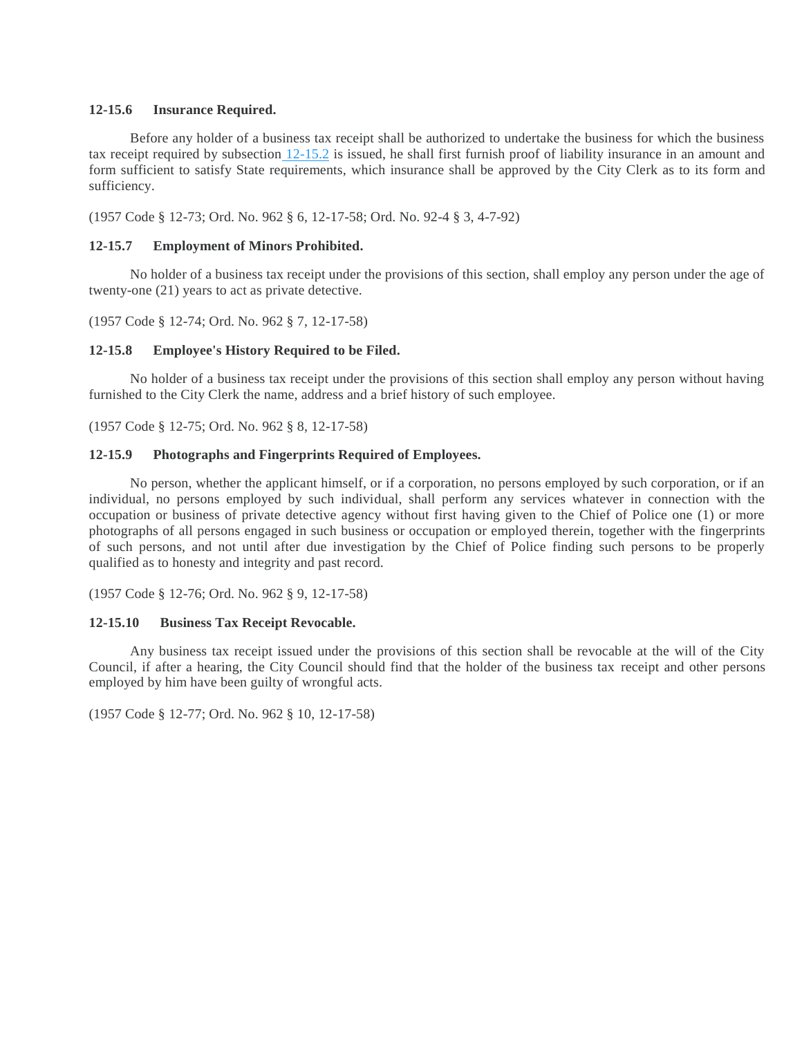**12-15.6 Insurance Required.**

Before any holder of a business tax receipt shall be authorized to undertake the business for which the business tax receipt required by subsection 12-15.2 is issued, he shall first furnish proof of liability insurance in an amount and form sufficient to satisfy State requirements, which insurance shall be approved by the City Clerk as to its form and sufficiency.

(1957 Code § 12-73; Ord. No. 962 § 6, 12-17-58; Ord. No. 92-4 § 3, 4-7-92)

**12-15.7 Employment of Minors Prohibited.**

No holder of a business tax receipt under the provisions of this section, shall employ any person under the age of twenty-one (21) years to act as private detective.

(1957 Code § 12-74; Ord. No. 962 § 7, 12-17-58)

**12-15.8 Employee's History Required to be Filed.**

No holder of a business tax receipt under the provisions of this section shall employ any person without having furnished to the City Clerk the name, address and a brief history of such employee.

(1957 Code § 12-75; Ord. No. 962 § 8, 12-17-58)

**12-15.9 Photographs and Fingerprints Required of Employees.**

No person, whether the applicant himself, or if a corporation, no persons employed by such corporation, or if an individual, no persons employed by such individual, shall perform any services whatever in connection with the occupation or business of private detective agency without first having given to the Chief of Police one (1) or more photographs of all persons engaged in such business or occupation or employed therein, together with the fingerprints of such persons, and not until after due investigation by the Chief of Police finding such persons to be properly qualified as to honesty and integrity and past record.

(1957 Code § 12-76; Ord. No. 962 § 9, 12-17-58)

**12-15.10 Business Tax Receipt Revocable.**

Any business tax receipt issued under the provisions of this section shall be revocable at the will of the City Council, if after a hearing, the City Council should find that the holder of the business tax receipt and other persons employed by him have been guilty of wrongful acts.

(1957 Code § 12-77; Ord. No. 962 § 10, 12-17-58)